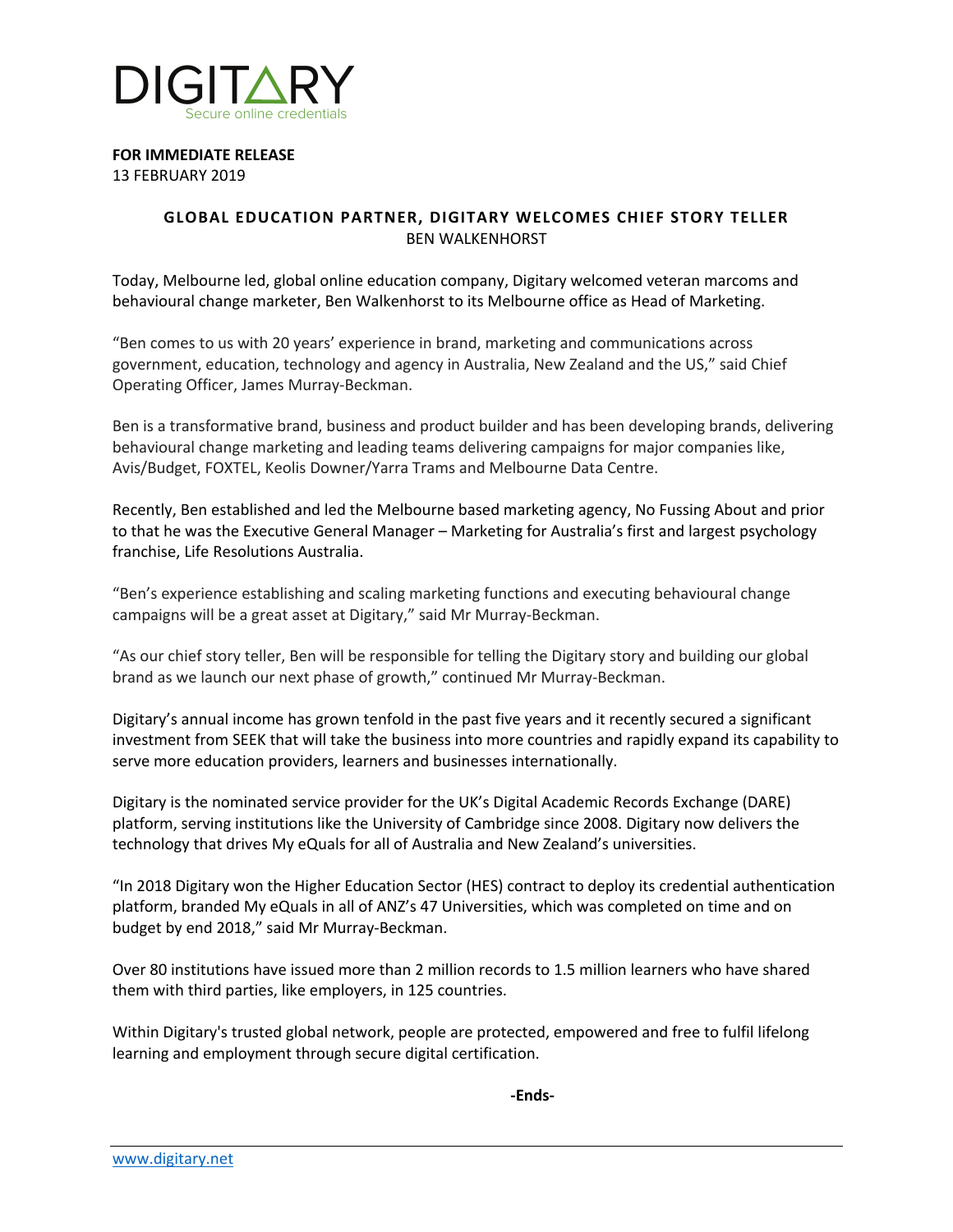DIGITARY
Secure online credentials

**FOR IMMEDIATE RELEASE**
13 FEBRUARY 2019

## GLOBAL EDUCATION PARTNER, DIGITARY WELCOMES CHIEF STORY TELLER
BEN WALKENHORST

Today, Melbourne led, global online education company, Digitary welcomed veteran marcoms and behavioural change marketer, Ben Walkenhorst to its Melbourne office as Head of Marketing.

"Ben comes to us with 20 years' experience in brand, marketing and communications across government, education, technology and agency in Australia, New Zealand and the US," said Chief Operating Officer, James Murray-Beckman.

Ben is a transformative brand, business and product builder and has been developing brands, delivering behavioural change marketing and leading teams delivering campaigns for major companies like, Avis/Budget, FOXTEL, Keolis Downer/Yarra Trams and Melbourne Data Centre.

Recently, Ben established and led the Melbourne based marketing agency, No Fussing About and prior to that he was the Executive General Manager – Marketing for Australia's first and largest psychology franchise, Life Resolutions Australia.

"Ben's experience establishing and scaling marketing functions and executing behavioural change campaigns will be a great asset at Digitary," said Mr Murray-Beckman.

"As our chief story teller, Ben will be responsible for telling the Digitary story and building our global brand as we launch our next phase of growth," continued Mr Murray-Beckman.

Digitary's annual income has grown tenfold in the past five years and it recently secured a significant investment from SEEK that will take the business into more countries and rapidly expand its capability to serve more education providers, learners and businesses internationally.

Digitary is the nominated service provider for the UK's Digital Academic Records Exchange (DARE) platform, serving institutions like the University of Cambridge since 2008. Digitary now delivers the technology that drives My eQuals for all of Australia and New Zealand's universities.

"In 2018 Digitary won the Higher Education Sector (HES) contract to deploy its credential authentication platform, branded My eQuals in all of ANZ's 47 Universities, which was completed on time and on budget by end 2018," said Mr Murray-Beckman.

Over 80 institutions have issued more than 2 million records to 1.5 million learners who have shared them with third parties, like employers, in 125 countries.

Within Digitary's trusted global network, people are protected, empowered and free to fulfil lifelong learning and employment through secure digital certification.

**-Ends-**

www.digitary.net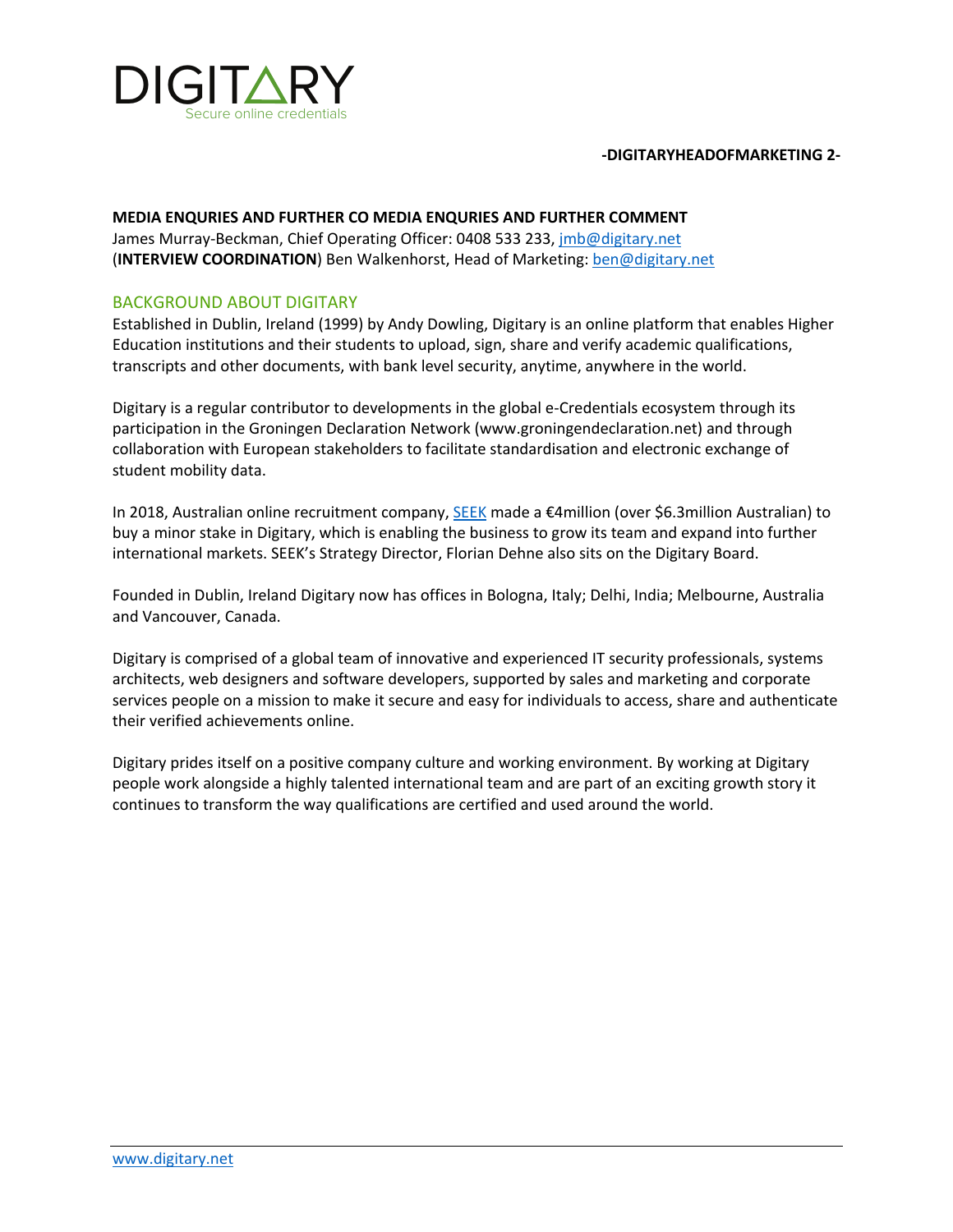**-DIGITARYHEADOFMARKETING 2-**

**MEDIA ENQURIES AND FURTHER CO MEDIA ENQURIES AND FURTHER COMMENT**
James Murray-Beckman, Chief Operating Officer: 0408 533 233, jmb@digitary.net
(**INTERVIEW COORDINATION**) Ben Walkenhorst, Head of Marketing: ben@digitary.net

## BACKGROUND ABOUT DIGITARY

Established in Dublin, Ireland (1999) by Andy Dowling, Digitary is an online platform that enables Higher Education institutions and their students to upload, sign, share and verify academic qualifications, transcripts and other documents, with bank level security, anytime, anywhere in the world.

Digitary is a regular contributor to developments in the global e-Credentials ecosystem through its participation in the Groningen Declaration Network (www.groningendeclaration.net) and through collaboration with European stakeholders to facilitate standardisation and electronic exchange of student mobility data.

In 2018, Australian online recruitment company, SEEK made a €4million (over $6.3million Australian) to buy a minor stake in Digitary, which is enabling the business to grow its team and expand into further international markets. SEEK's Strategy Director, Florian Dehne also sits on the Digitary Board.

Founded in Dublin, Ireland Digitary now has offices in Bologna, Italy; Delhi, India; Melbourne, Australia and Vancouver, Canada.

Digitary is comprised of a global team of innovative and experienced IT security professionals, systems architects, web designers and software developers, supported by sales and marketing and corporate services people on a mission to make it secure and easy for individuals to access, share and authenticate their verified achievements online.

Digitary prides itself on a positive company culture and working environment. By working at Digitary people work alongside a highly talented international team and are part of an exciting growth story it continues to transform the way qualifications are certified and used around the world.